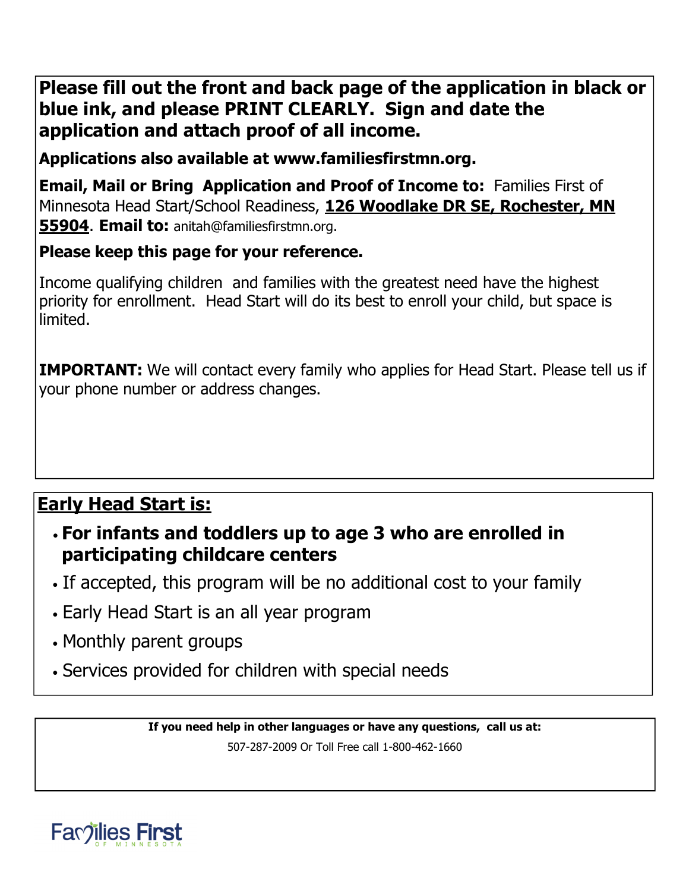**Please fill out the front and back page of the application in black or blue ink, and please PRINT CLEARLY. Sign and date the application and attach proof of all income.**

**Applications also available at www.familiesfirstmn.org.**

**Email, Mail or Bring Application and Proof of Income to:** Families First of Minnesota Head Start/School Readiness, **126 Woodlake DR SE, Rochester, MN 55904**. **Email to:** anitah@familiesfirstmn.org.

**Please keep this page for your reference.**

Income qualifying children and families with the greatest need have the highest priority for enrollment. Head Start will do its best to enroll your child, but space is limited.

**IMPORTANT:** We will contact every family who applies for Head Start. Please tell us if your phone number or address changes.

## Early Head Start is:

- **For infants and toddlers up to age 3 who are enrolled in participating childcare centers**
- If accepted, this program will be no additional cost to your family
- Early Head Start is an all year program
- Monthly parent groups
- Services provided for children with special needs

**If you need help in other languages or have any questions, call us at:**

507-287-2009 Or Toll Free call 1-800-462-1660

Families First OF MINNESOTA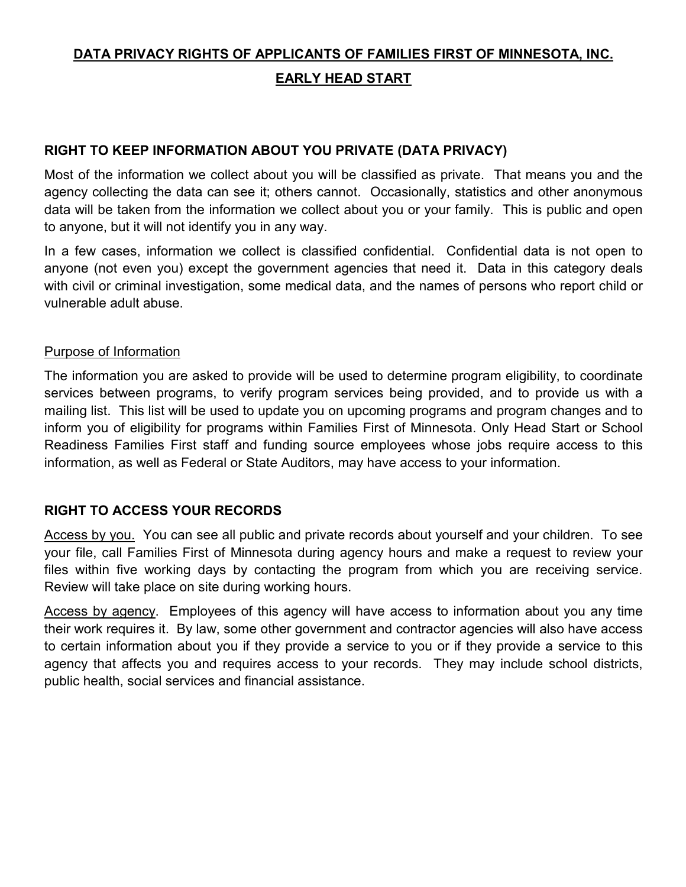# DATA PRIVACY RIGHTS OF APPLICANTS OF FAMILIES FIRST OF MINNESOTA, INC.

## EARLY HEAD START

### RIGHT TO KEEP INFORMATION ABOUT YOU PRIVATE (DATA PRIVACY)

Most of the information we collect about you will be classified as private. That means you and the agency collecting the data can see it; others cannot. Occasionally, statistics and other anonymous data will be taken from the information we collect about you or your family. This is public and open to anyone, but it will not identify you in any way.

In a few cases, information we collect is classified confidential. Confidential data is not open to anyone (not even you) except the government agencies that need it. Data in this category deals with civil or criminal investigation, some medical data, and the names of persons who report child or vulnerable adult abuse.

Purpose of Information

The information you are asked to provide will be used to determine program eligibility, to coordinate services between programs, to verify program services being provided, and to provide us with a mailing list. This list will be used to update you on upcoming programs and program changes and to inform you of eligibility for programs within Families First of Minnesota. Only Head Start or School Readiness Families First staff and funding source employees whose jobs require access to this information, as well as Federal or State Auditors, may have access to your information.

### RIGHT TO ACCESS YOUR RECORDS

Access by you. You can see all public and private records about yourself and your children. To see your file, call Families First of Minnesota during agency hours and make a request to review your files within five working days by contacting the program from which you are receiving service. Review will take place on site during working hours.

Access by agency. Employees of this agency will have access to information about you any time their work requires it. By law, some other government and contractor agencies will also have access to certain information about you if they provide a service to you or if they provide a service to this agency that affects you and requires access to your records. They may include school districts, public health, social services and financial assistance.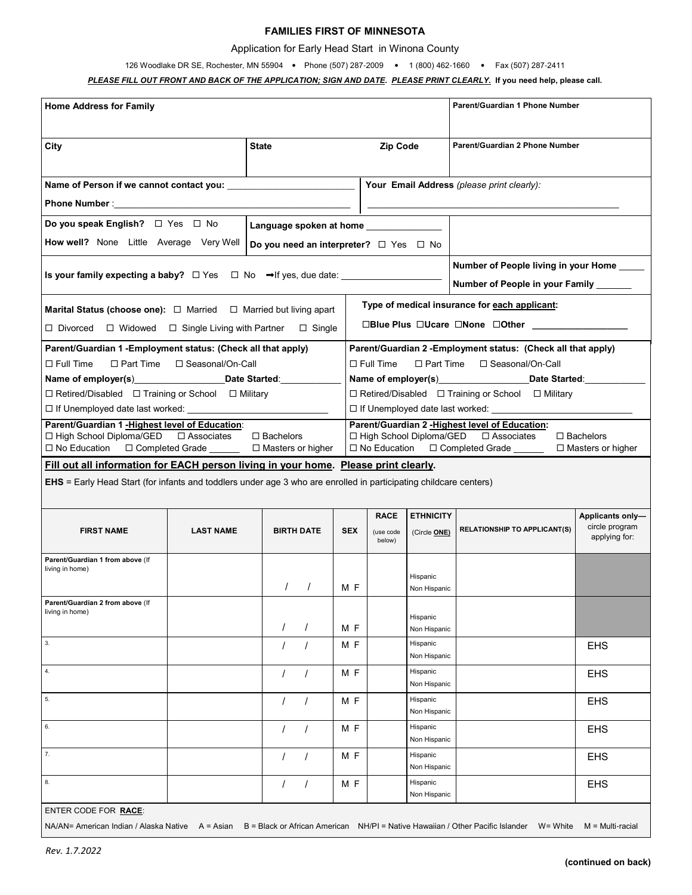# FAMILIES FIRST OF MINNESOTA

Application for Early Head Start in Winona County

126 Woodlake DR SE, Rochester, MN 55904 • Phone (507) 287-2009 • 1 (800) 462-1660 • Fax (507) 287-2411

***PLEASE FILL OUT FRONT AND BACK OF THE APPLICATION; SIGN AND DATE. PLEASE PRINT CLEARLY.*** **If you need help, please call.**

| **Home Address for Family** | | **Parent/Guardian 1 Phone Number** |
|---|---|---|
| **City** | **State** **Zip Code** | **Parent/Guardian 2 Phone Number** |

**Name of Person if we cannot contact you:** ______________________

**Phone Number**: ______________________

**Your Email Address** *(please print clearly)*: ______________________

**Do you speak English?** ☐ Yes ☐ No

**How well?** None Little Average Very Well

**Language spoken at home** ______________

**Do you need an interpreter?** ☐ Yes ☐ No

**Is your family expecting a baby?** ☐ Yes ☐ No ➡If yes, due date: ______________

**Number of People living in your Home** _____

**Number of People in your Family** _______

**Marital Status (choose one):** ☐ Married ☐ Married but living apart ☐ Divorced ☐ Widowed ☐ Single Living with Partner ☐ Single

**Type of medical insurance for each applicant:** ☐**Blue Plus** ☐**Ucare** ☐**None** ☐**Other** ______________

| **Parent/Guardian 1 -Employment status: (Check all that apply)** | **Parent/Guardian 2 -Employment status: (Check all that apply)** |
|---|---|
| ☐ Full Time ☐ Part Time ☐ Seasonal/On-Call | ☐ Full Time ☐ Part Time ☐ Seasonal/On-Call |
| **Name of employer(s)**__________ **Date Started**:________ | **Name of employer(s)**__________ **Date Started**:________ |
| ☐ Retired/Disabled ☐ Training or School ☐ Military | ☐ Retired/Disabled ☐ Training or School ☐ Military |
| ☐ If Unemployed date last worked: ______________ | ☐ If Unemployed date last worked: ______________ |
| **Parent/Guardian 1 -Highest level of Education**: | **Parent/Guardian 2 -Highest level of Education:** |
| ☐ High School Diploma/GED ☐ Associates ☐ Bachelors | ☐ High School Diploma/GED ☐ Associates ☐ Bachelors |
| ☐ No Education ☐ Completed Grade ______ ☐ Masters or higher | ☐ No Education ☐ Completed Grade ______ ☐ Masters or higher |

**Fill out all information for EACH person living in your home. Please print clearly.**

**EHS** = Early Head Start (for infants and toddlers under age 3 who are enrolled in participating childcare centers)

| FIRST NAME | LAST NAME | BIRTH DATE | SEX | RACE (use code below) | ETHNICITY (Circle ONE) | RELATIONSHIP TO APPLICANT(S) | Applicants only—circle program applying for: |
|---|---|---|---|---|---|---|---|
| **Parent/Guardian 1 from above** (If living in home) | | / / | M F | | Hispanic Non Hispanic | | |
| **Parent/Guardian 2 from above** (If living in home) | | / / | M F | | Hispanic Non Hispanic | | |
| 3. | | / / | M F | | Hispanic Non Hispanic | | EHS |
| 4. | | / / | M F | | Hispanic Non Hispanic | | EHS |
| 5. | | / / | M F | | Hispanic Non Hispanic | | EHS |
| 6. | | / / | M F | | Hispanic Non Hispanic | | EHS |
| 7. | | / / | M F | | Hispanic Non Hispanic | | EHS |
| 8. | | / / | M F | | Hispanic Non Hispanic | | EHS |

ENTER CODE FOR **RACE**:

NA/AN= American Indian / Alaska Native A = Asian B = Black or African American NH/PI = Native Hawaiian / Other Pacific Islander W= White M = Multi-racial

*Rev. 1.7.2022*

**(continued on back)**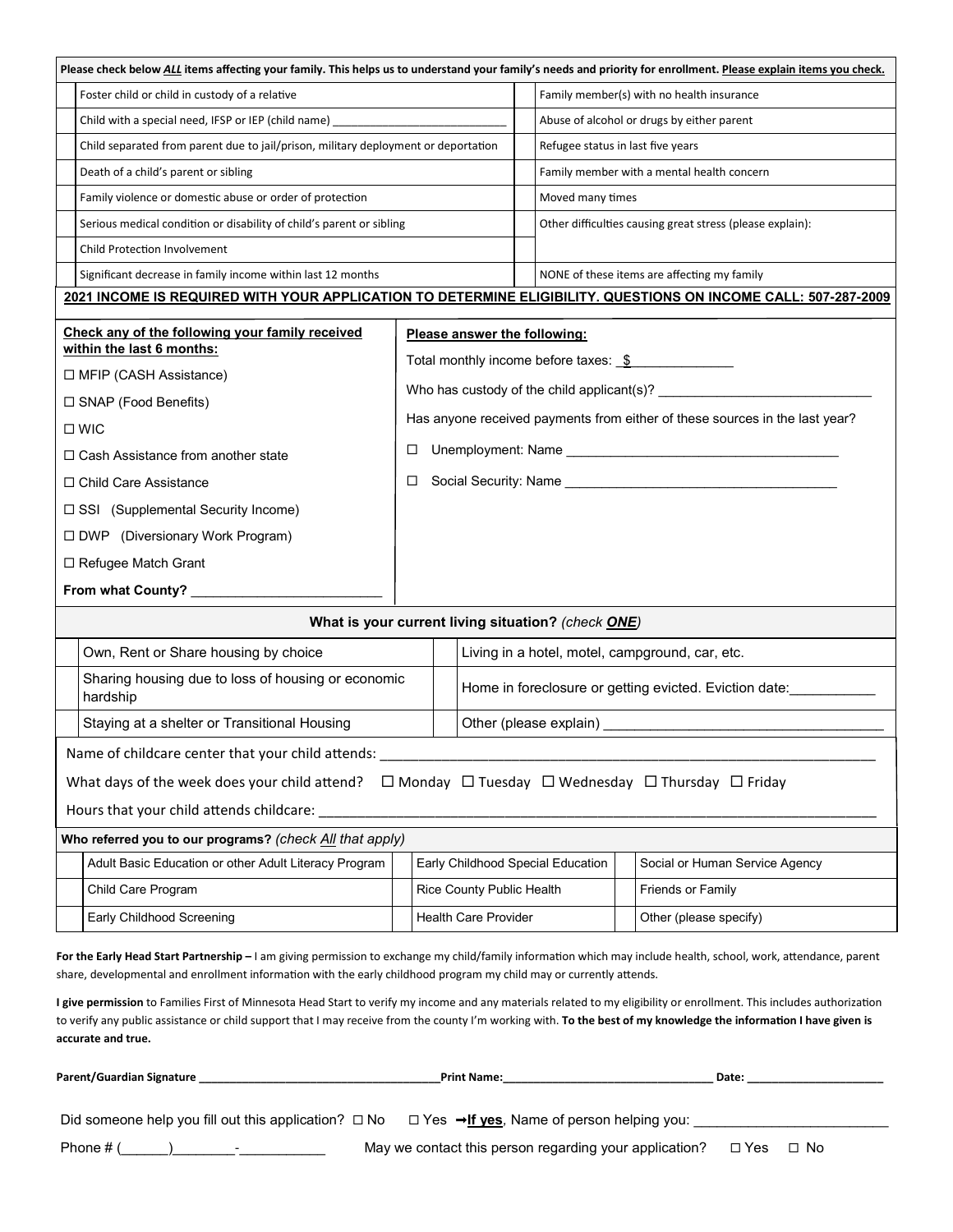| | | | |
|---|---|---|---|
| Please check below ***ALL*** items affecting your family. This helps us to understand your family's needs and priority for enrollment. Please explain items you check. | | | |
| | Foster child or child in custody of a relative | | Family member(s) with no health insurance |
| | Child with a special need, IFSP or IEP (child name) ___________________________ | | Abuse of alcohol or drugs by either parent |
| | Child separated from parent due to jail/prison, military deployment or deportation | | Refugee status in last five years |
| | Death of a child's parent or sibling | | Family member with a mental health concern |
| | Family violence or domestic abuse or order of protection | | Moved many times |
| | Serious medical condition or disability of child's parent or sibling | | Other difficulties causing great stress (please explain): |
| | Child Protection Involvement | | |
| | Significant decrease in family income within last 12 months | | NONE of these items are affecting my family |

**2021 INCOME IS REQUIRED WITH YOUR APPLICATION TO DETERMINE ELIGIBILITY. QUESTIONS ON INCOME CALL: 507-287-2009**

**Check any of the following your family received within the last 6 months:**

☐ MFIP (CASH Assistance)

☐ SNAP (Food Benefits)

☐ WIC

☐ Cash Assistance from another state

☐ Child Care Assistance

☐ SSI (Supplemental Security Income)

☐ DWP (Diversionary Work Program)

☐ Refugee Match Grant

**From what County?** _________________________

**Please answer the following:**

Total monthly income before taxes: $______________

Who has custody of the child applicant(s)? _____________________________

Has anyone received payments from either of these sources in the last year?

☐ Unemployment: Name ____________________________________

☐ Social Security: Name ____________________________________

**What is your current living situation?** *(check **ONE**)*

| | | | |
|---|---|---|---|
| | Own, Rent or Share housing by choice | | Living in a hotel, motel, campground, car, etc. |
| | Sharing housing due to loss of housing or economic hardship | | Home in foreclosure or getting evicted. Eviction date:___________ |
| | Staying at a shelter or Transitional Housing | | Other (please explain) ___________________________________ |

Name of childcare center that your child attends: ________________________________________________________________

What days of the week does your child attend? ☐ Monday ☐ Tuesday ☐ Wednesday ☐ Thursday ☐ Friday

Hours that your child attends childcare: ______________________________________________________________________

**Who referred you to our programs?** *(check All that apply)*

| | | | | | |
|---|---|---|---|---|---|
| | Adult Basic Education or other Adult Literacy Program | | Early Childhood Special Education | | Social or Human Service Agency |
| | Child Care Program | | Rice County Public Health | | Friends or Family |
| | Early Childhood Screening | | Health Care Provider | | Other (please specify) |

**For the Early Head Start Partnership –** I am giving permission to exchange my child/family information which may include health, school, work, attendance, parent share, developmental and enrollment information with the early childhood program my child may or currently attends.

**I give permission** to Families First of Minnesota Head Start to verify my income and any materials related to my eligibility or enrollment. This includes authorization to verify any public assistance or child support that I may receive from the county I'm working with. **To the best of my knowledge the information I have given is accurate and true.**

**Parent/Guardian Signature** ______________________________________ **Print Name:**__________________________________ **Date:** ______________________

Did someone help you fill out this application? ☐ No ☐ Yes ➡**If yes**, Name of person helping you: _________________________

Phone # (______)________-___________ May we contact this person regarding your application? ☐ Yes ☐ No